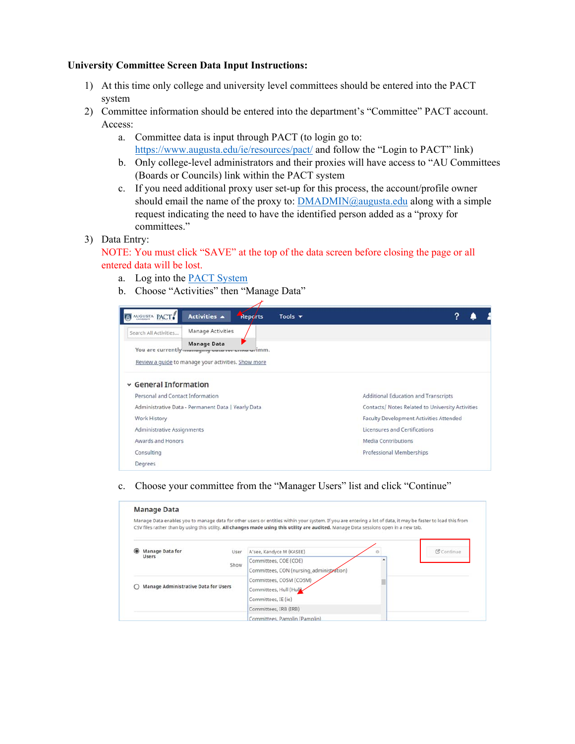**University Committee Screen Data Input Instructions:**

1) At this time only college and university level committees should be entered into the PACT system
2) Committee information should be entered into the department's "Committee" PACT account. Access:
   a. Committee data is input through PACT (to login go to: https://www.augusta.edu/ie/resources/pact/ and follow the "Login to PACT" link)
   b. Only college-level administrators and their proxies will have access to "AU Committees (Boards or Councils) link within the PACT system
   c. If you need additional proxy user set-up for this process, the account/profile owner should email the name of the proxy to: DMADMIN@augusta.edu along with a simple request indicating the need to have the identified person added as a "proxy for committees."
3) Data Entry:
   NOTE: You must click "SAVE" at the top of the data screen before closing the page or all entered data will be lost.
   a. Log into the PACT System
   b. Choose "Activities" then "Manage Data"
   c. Choose your committee from the "Manager Users" list and click "Continue"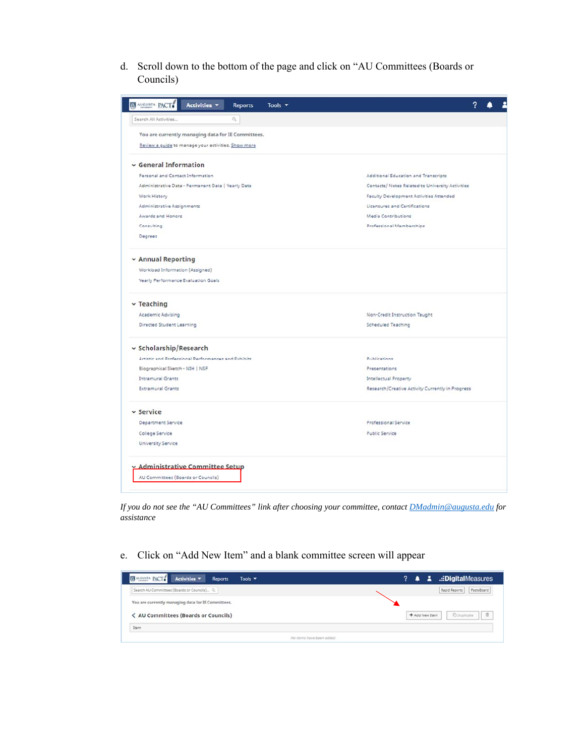d. Scroll down to the bottom of the page and click on "AU Committees (Boards or Councils)

*If you do not see the "AU Committees" link after choosing your committee, contact [DMadmin@augusta.edu](mailto:DMadmin@augusta.edu) for assistance*

e. Click on "Add New Item" and a blank committee screen will appear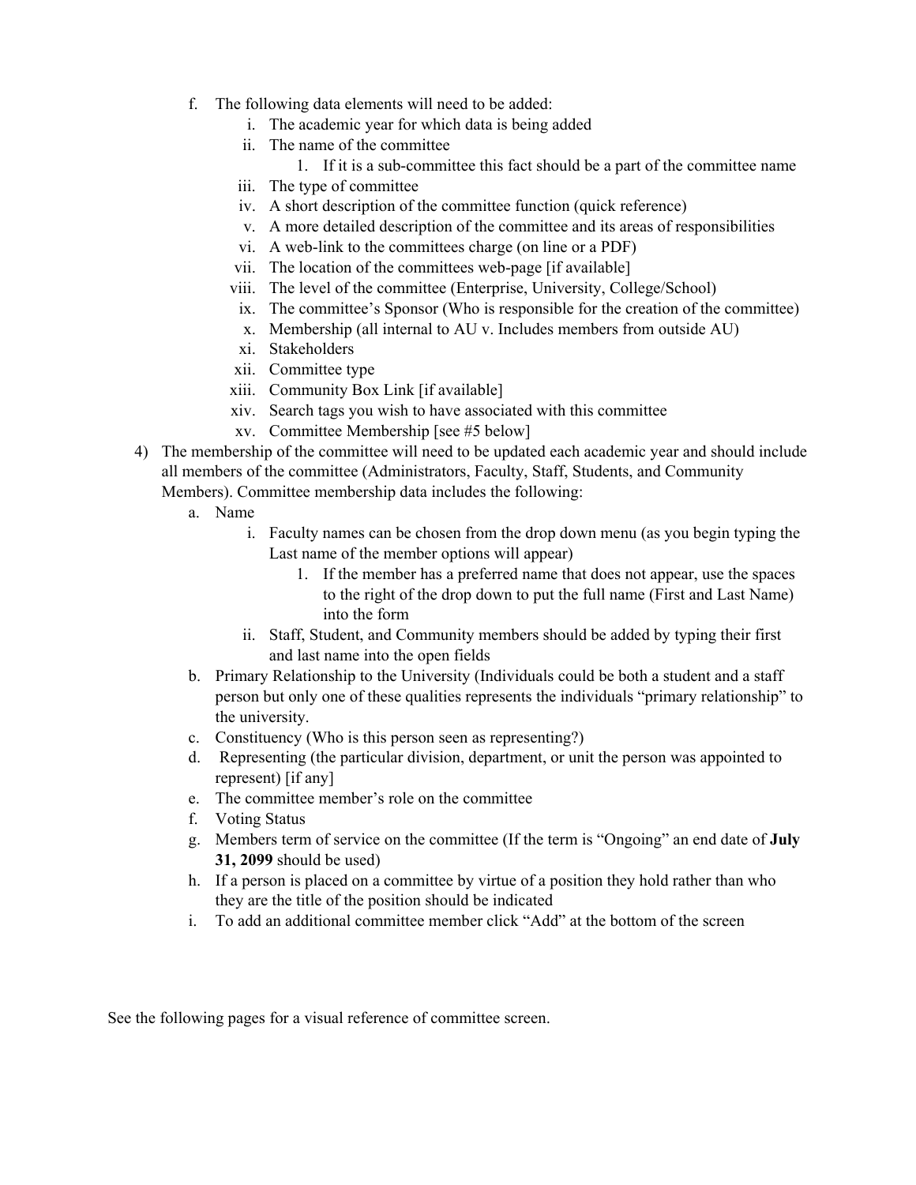f. The following data elements will need to be added:
   i. The academic year for which data is being added
   ii. The name of the committee
      1. If it is a sub-committee this fact should be a part of the committee name
   iii. The type of committee
   iv. A short description of the committee function (quick reference)
   v. A more detailed description of the committee and its areas of responsibilities
   vi. A web-link to the committees charge (on line or a PDF)
   vii. The location of the committees web-page [if available]
   viii. The level of the committee (Enterprise, University, College/School)
   ix. The committee's Sponsor (Who is responsible for the creation of the committee)
   x. Membership (all internal to AU v. Includes members from outside AU)
   xi. Stakeholders
   xii. Committee type
   xiii. Community Box Link [if available]
   xiv. Search tags you wish to have associated with this committee
   xv. Committee Membership [see #5 below]

4) The membership of the committee will need to be updated each academic year and should include all members of the committee (Administrators, Faculty, Staff, Students, and Community Members). Committee membership data includes the following:
   a. Name
      i. Faculty names can be chosen from the drop down menu (as you begin typing the Last name of the member options will appear)
         1. If the member has a preferred name that does not appear, use the spaces to the right of the drop down to put the full name (First and Last Name) into the form
      ii. Staff, Student, and Community members should be added by typing their first and last name into the open fields
   b. Primary Relationship to the University (Individuals could be both a student and a staff person but only one of these qualities represents the individuals "primary relationship" to the university.
   c. Constituency (Who is this person seen as representing?)
   d. Representing (the particular division, department, or unit the person was appointed to represent) [if any]
   e. The committee member's role on the committee
   f. Voting Status
   g. Members term of service on the committee (If the term is "Ongoing" an end date of **July 31, 2099** should be used)
   h. If a person is placed on a committee by virtue of a position they hold rather than who they are the title of the position should be indicated
   i. To add an additional committee member click "Add" at the bottom of the screen

See the following pages for a visual reference of committee screen.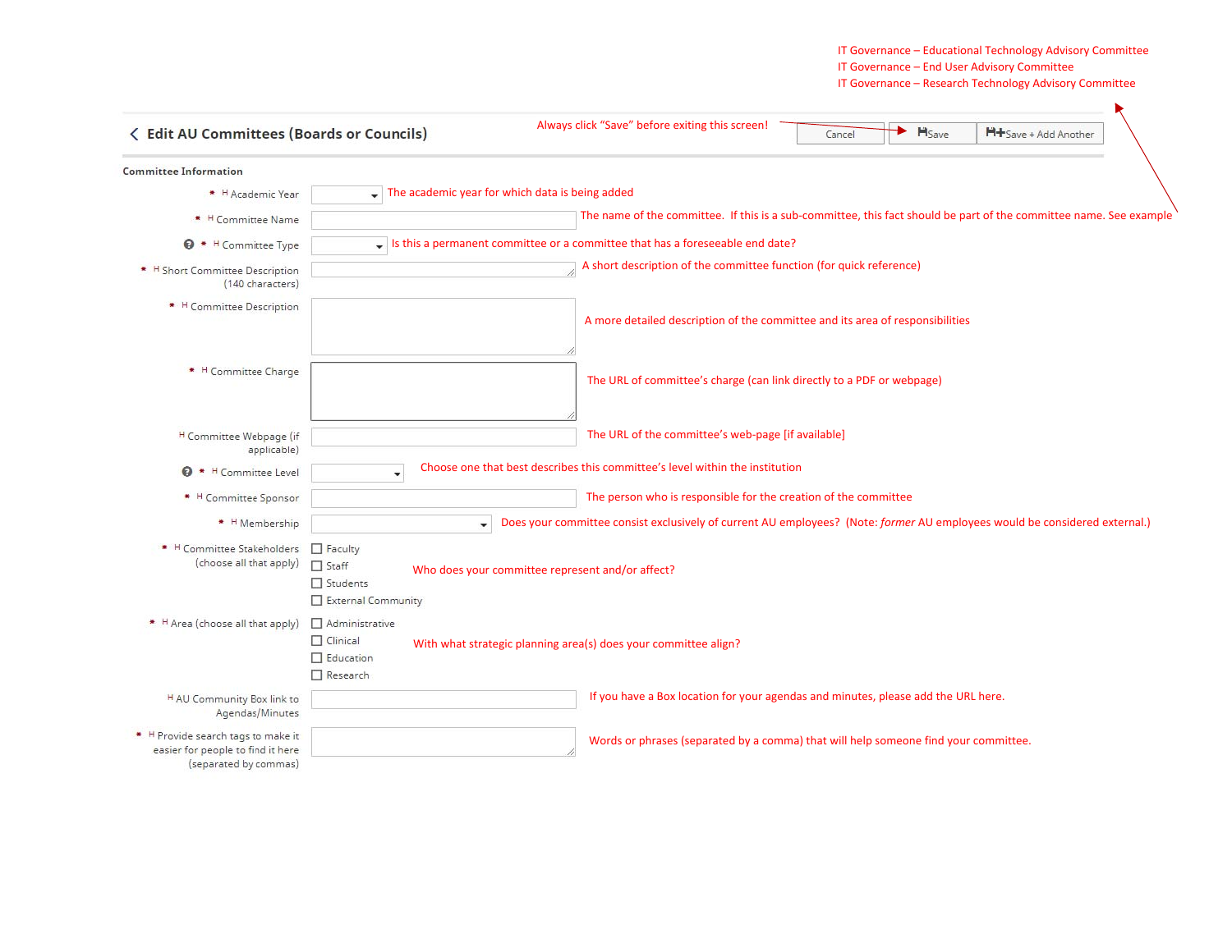IT Governance – Educational Technology Advisory Committee
IT Governance – End User Advisory Committee
IT Governance – Research Technology Advisory Committee

## Edit AU Committees (Boards or Councils)

Always click "Save" before exiting this screen!

Cancel | Save | Save + Add Another

**Committee Information**

| Field | Description |
|---|---|
| * Academic Year | The academic year for which data is being added |
| * Committee Name | The name of the committee. If this is a sub-committee, this fact should be part of the committee name. See example |
| * Committee Type | Is this a permanent committee or a committee that has a foreseeable end date? |
| * Short Committee Description (140 characters) | A short description of the committee function (for quick reference) |
| * Committee Description | A more detailed description of the committee and its area of responsibilities |
| * Committee Charge | The URL of committee's charge (can link directly to a PDF or webpage) |
| Committee Webpage (if applicable) | The URL of the committee's web-page [if available] |
| * Committee Level | Choose one that best describes this committee's level within the institution |
| * Committee Sponsor | The person who is responsible for the creation of the committee |
| * Membership | Does your committee consist exclusively of current AU employees? (Note: *former* AU employees would be considered external.) |
| * Committee Stakeholders (choose all that apply): Faculty, Staff, Students, External Community | Who does your committee represent and/or affect? |
| * Area (choose all that apply): Administrative, Clinical, Education, Research | With what strategic planning area(s) does your committee align? |
| AU Community Box link to Agendas/Minutes | If you have a Box location for your agendas and minutes, please add the URL here. |
| * Provide search tags to make it easier for people to find it here (separated by commas) | Words or phrases (separated by a comma) that will help someone find your committee. |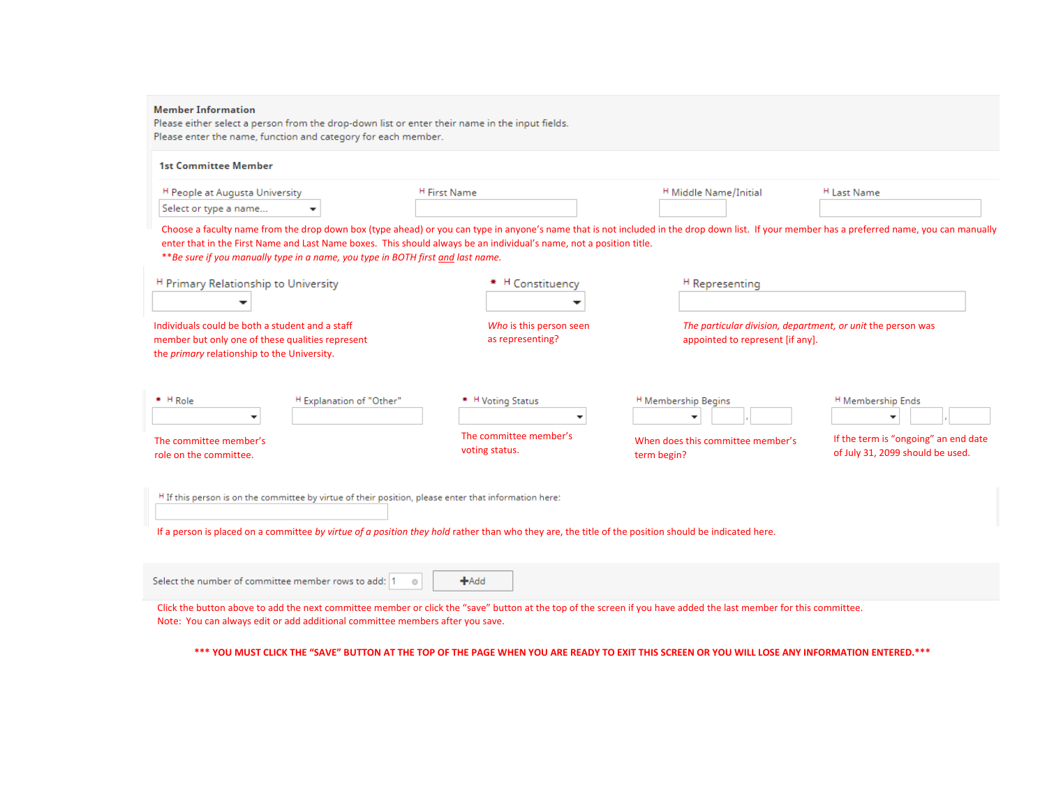**Member Information**

Please either select a person from the drop-down list or enter their name in the input fields.
Please enter the name, function and category for each member.

**1st Committee Member**

H People at Augusta University — Select or type a name...

H First Name

H Middle Name/Initial

H Last Name

Choose a faculty name from the drop down box (type ahead) or you can type in anyone's name that is not included in the drop down list. If your member has a preferred name, you can manually enter that in the First Name and Last Name boxes. This should always be an individual's name, not a position title.

*\*\*Be sure if you manually type in a name, you type in BOTH first and last name.*

H Primary Relationship to University

Individuals could be both a student and a staff member but only one of these qualities represent the *primary* relationship to the University.

\* H Constituency

*Who* is this person seen as representing?

H Representing

*The particular division, department, or unit* the person was appointed to represent [if any].

\* H Role

The committee member's role on the committee.

H Explanation of "Other"

\* H Voting Status

The committee member's voting status.

H Membership Begins

When does this committee member's term begin?

H Membership Ends

If the term is "ongoing" an end date of July 31, 2099 should be used.

H If this person is on the committee by virtue of their position, please enter that information here:

If a person is placed on a committee *by virtue of a position they hold* rather than who they are, the title of the position should be indicated here.

Select the number of committee member rows to add: 1 — +Add

Click the button above to add the next committee member or click the "save" button at the top of the screen if you have added the last member for this committee.
Note: You can always edit or add additional committee members after you save.

**\*\*\* YOU MUST CLICK THE "SAVE" BUTTON AT THE TOP OF THE PAGE WHEN YOU ARE READY TO EXIT THIS SCREEN OR YOU WILL LOSE ANY INFORMATION ENTERED.\*\*\***